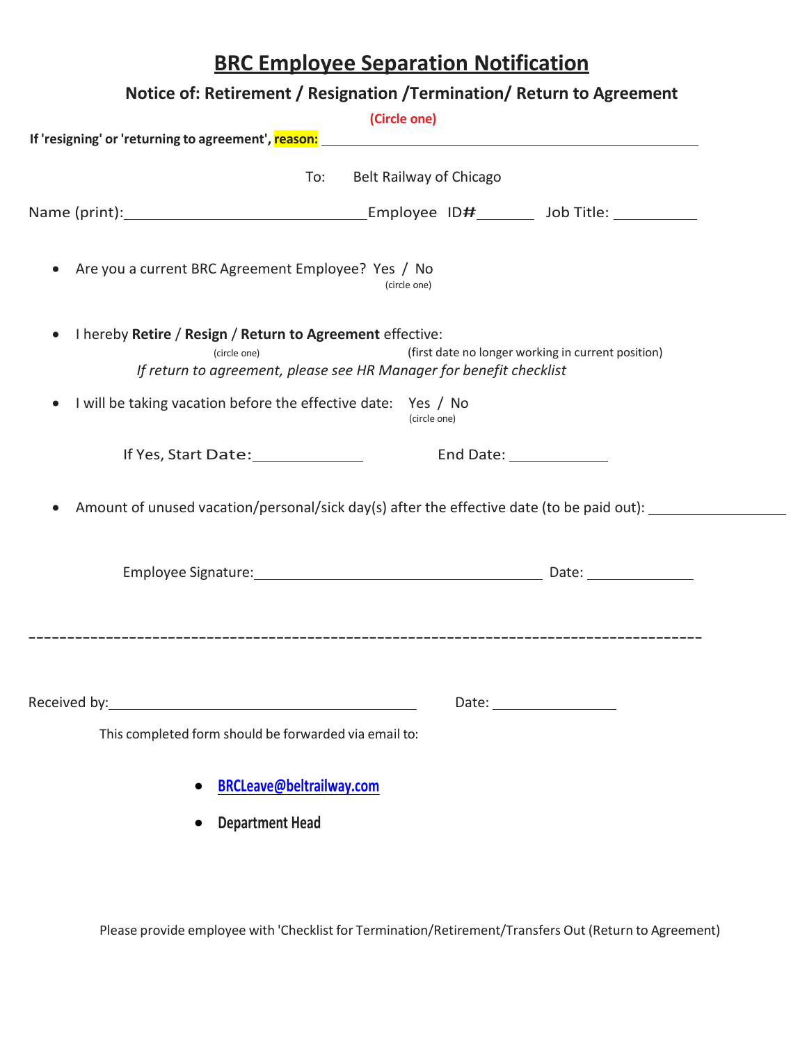# BRC Employee Separation Notification

**Notice of: Retirement / Resignation /Termination/ Return to Agreement**

**(Circle one)**

**If 'resigning' or 'returning to agreement', reason:** ____________________________________________

To: Belt Railway of Chicago

Name (print):______________________________Employee ID#_______ Job Title: __________

- Are you a current BRC Agreement Employee? Yes / No
  (circle one)

- I hereby **Retire** / **Resign** / **Return to Agreement** effective:
  (circle one) (first date no longer working in current position)
  *If return to agreement, please see HR Manager for benefit checklist*

- I will be taking vacation before the effective date: Yes / No
  (circle one)

  If Yes, Start Date:____________ End Date: ____________

- Amount of unused vacation/personal/sick day(s) after the effective date (to be paid out): ________________

Employee Signature:____________________________________ Date: ____________

---

Received by:______________________________________ Date: _______________

This completed form should be forwarded via email to:

- **BRCLeave@beltrailway.com**
- **Department Head**

Please provide employee with 'Checklist for Termination/Retirement/Transfers Out (Return to Agreement)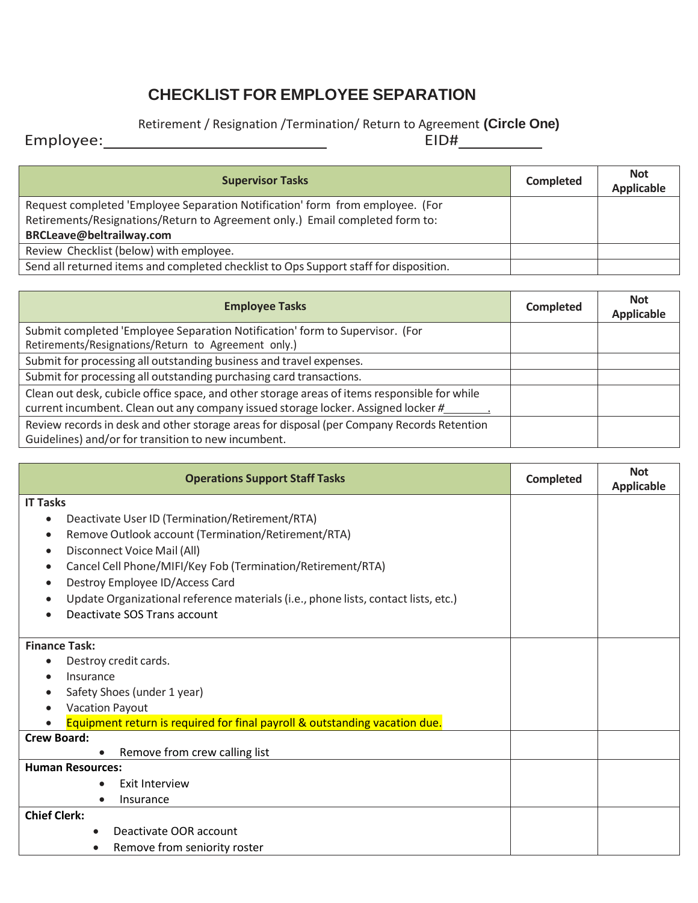# CHECKLIST FOR EMPLOYEE SEPARATION

Retirement / Resignation /Termination/ Return to Agreement **(Circle One)**

Employee:______________________________ EID#__________

| Supervisor Tasks | Completed | Not Applicable |
|---|---|---|
| Request completed 'Employee Separation Notification' form from employee. (For Retirements/Resignations/Return to Agreement only.) Email completed form to: **BRCLeave@beltrailway.com** | | |
| Review Checklist (below) with employee. | | |
| Send all returned items and completed checklist to Ops Support staff for disposition. | | |

| Employee Tasks | Completed | Not Applicable |
|---|---|---|
| Submit completed 'Employee Separation Notification' form to Supervisor. (For Retirements/Resignations/Return to Agreement only.) | | |
| Submit for processing all outstanding business and travel expenses. | | |
| Submit for processing all outstanding purchasing card transactions. | | |
| Clean out desk, cubicle office space, and other storage areas of items responsible for while current incumbent. Clean out any company issued storage locker. Assigned locker #_______. | | |
| Review records in desk and other storage areas for disposal (per Company Records Retention Guidelines) and/or for transition to new incumbent. | | |

| Operations Support Staff Tasks | Completed | Not Applicable |
|---|---|---|
| **IT Tasks**<br>• Deactivate User ID (Termination/Retirement/RTA)<br>• Remove Outlook account (Termination/Retirement/RTA)<br>• Disconnect Voice Mail (All)<br>• Cancel Cell Phone/MIFI/Key Fob (Termination/Retirement/RTA)<br>• Destroy Employee ID/Access Card<br>• Update Organizational reference materials (i.e., phone lists, contact lists, etc.)<br>• Deactivate SOS Trans account | | |
| **Finance Task:**<br>• Destroy credit cards.<br>• Insurance<br>• Safety Shoes (under 1 year)<br>• Vacation Payout<br>• Equipment return is required for final payroll & outstanding vacation due. | | |
| **Crew Board:**<br>• Remove from crew calling list | | |
| **Human Resources:**<br>• Exit Interview<br>• Insurance | | |
| **Chief Clerk:**<br>• Deactivate OOR account<br>• Remove from seniority roster | | |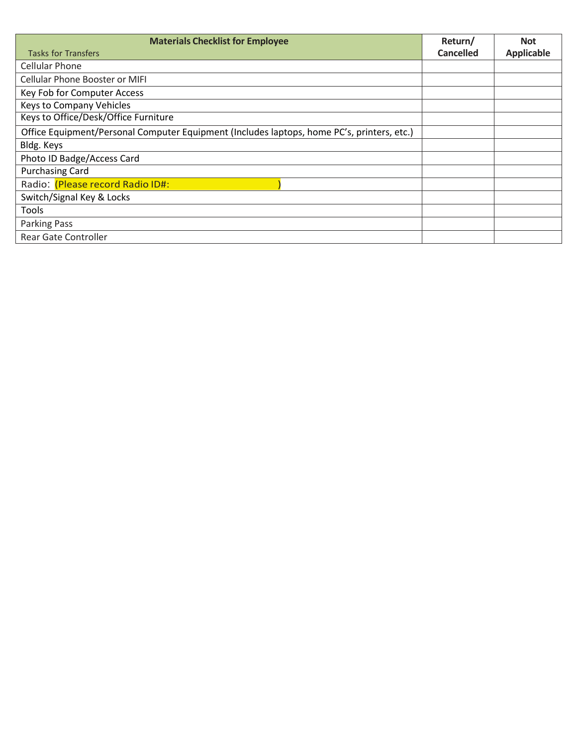| Materials Checklist for Employee<br>Tasks for Transfers | Return/ Cancelled | Not Applicable |
|---|---|---|
| Cellular Phone | | |
| Cellular Phone Booster or MIFI | | |
| Key Fob for Computer Access | | |
| Keys to Company Vehicles | | |
| Keys to Office/Desk/Office Furniture | | |
| Office Equipment/Personal Computer Equipment (Includes laptops, home PC's, printers, etc.) | | |
| Bldg. Keys | | |
| Photo ID Badge/Access Card | | |
| Purchasing Card | | |
| Radio: (Please record Radio ID#: ) | | |
| Switch/Signal Key & Locks | | |
| Tools | | |
| Parking Pass | | |
| Rear Gate Controller | | |